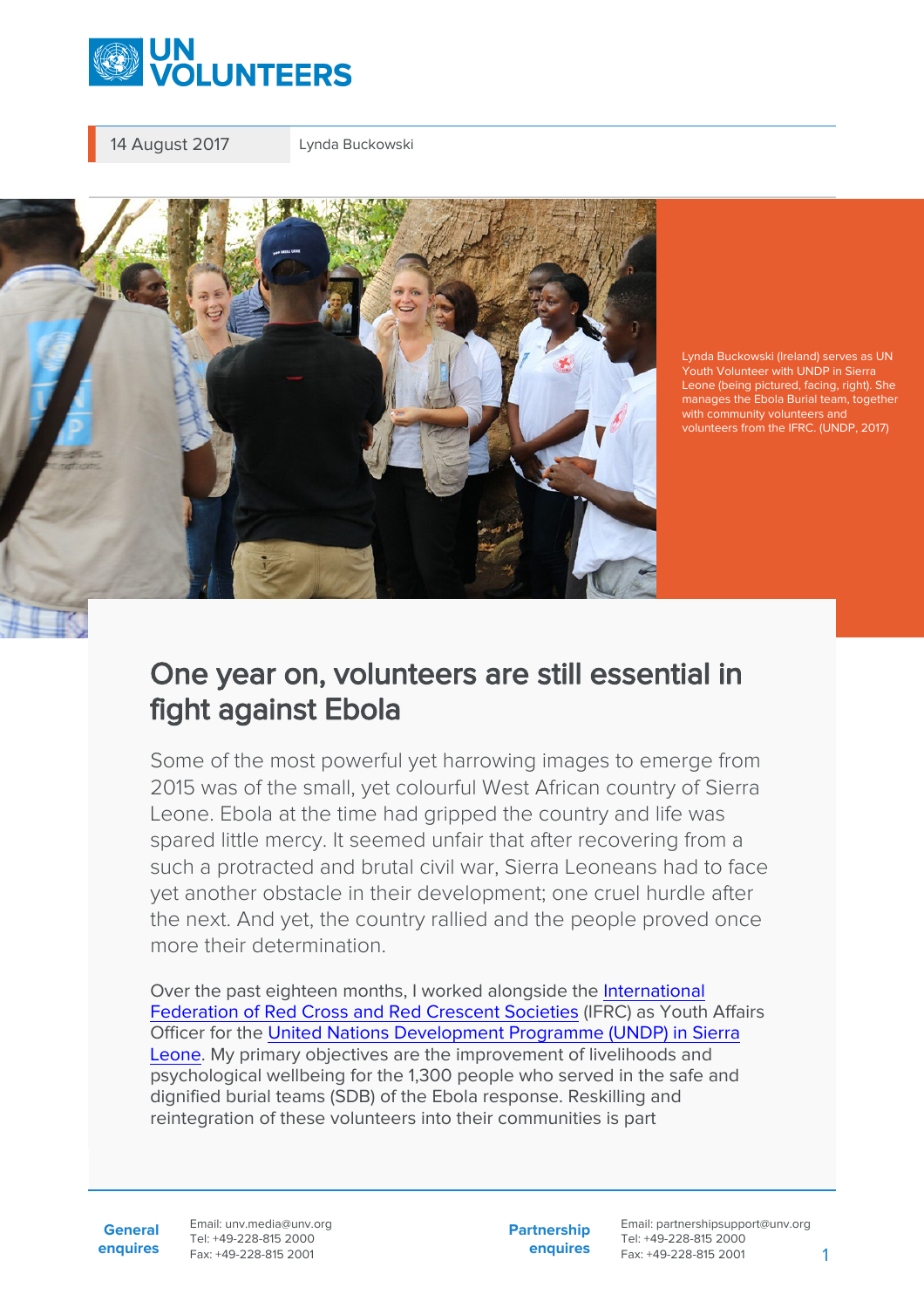14 August 2017

Lynda Buckowski

Lynda Buckowski (Ireland) serves as UN Youth Volunteer with UNDP in Sierra Leone (being pictured, facing, right). She manages the Ebola Burial team, together with community volunteers and volunteers from the IFRC. (UNDP, 2017)

# One year on, volunteers are still essential in fight against Ebola

Some of the most powerful yet harrowing images to emerge from 2015 was of the small, yet colourful West African country of Sierra Leone. Ebola at the time had gripped the country and life was spared little mercy. It seemed unfair that after recovering from a such a protracted and brutal civil war, Sierra Leoneans had to face yet another obstacle in their development; one cruel hurdle after the next. And yet, the country rallied and the people proved once more their determination.

Over the past eighteen months, I worked alongside the International Federation of Red Cross and Red Crescent Societies (IFRC) as Youth Affairs Officer for the United Nations Development Programme (UNDP) in Sierra Leone. My primary objectives are the improvement of livelihoods and psychological wellbeing for the 1,300 people who served in the safe and dignified burial teams (SDB) of the Ebola response. Reskilling and reintegration of these volunteers into their communities is part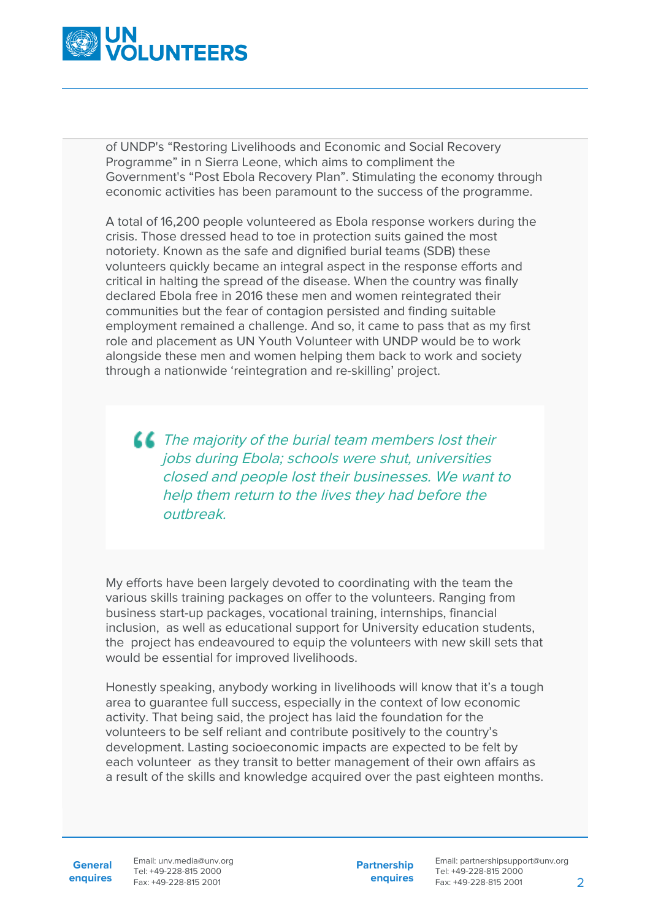of UNDP's "Restoring Livelihoods and Economic and Social Recovery Programme" in n Sierra Leone, which aims to compliment the Government's "Post Ebola Recovery Plan". Stimulating the economy through economic activities has been paramount to the success of the programme.

A total of 16,200 people volunteered as Ebola response workers during the crisis. Those dressed head to toe in protection suits gained the most notoriety. Known as the safe and dignified burial teams (SDB) these volunteers quickly became an integral aspect in the response efforts and critical in halting the spread of the disease. When the country was finally declared Ebola free in 2016 these men and women reintegrated their communities but the fear of contagion persisted and finding suitable employment remained a challenge. And so, it came to pass that as my first role and placement as UN Youth Volunteer with UNDP would be to work alongside these men and women helping them back to work and society through a nationwide 'reintegration and re-skilling' project.

> *The majority of the burial team members lost their jobs during Ebola; schools were shut, universities closed and people lost their businesses. We want to help them return to the lives they had before the outbreak.*

My efforts have been largely devoted to coordinating with the team the various skills training packages on offer to the volunteers. Ranging from business start-up packages, vocational training, internships, financial inclusion, as well as educational support for University education students, the project has endeavoured to equip the volunteers with new skill sets that would be essential for improved livelihoods.

Honestly speaking, anybody working in livelihoods will know that it's a tough area to guarantee full success, especially in the context of low economic activity. That being said, the project has laid the foundation for the volunteers to be self reliant and contribute positively to the country's development. Lasting socioeconomic impacts are expected to be felt by each volunteer as they transit to better management of their own affairs as a result of the skills and knowledge acquired over the past eighteen months.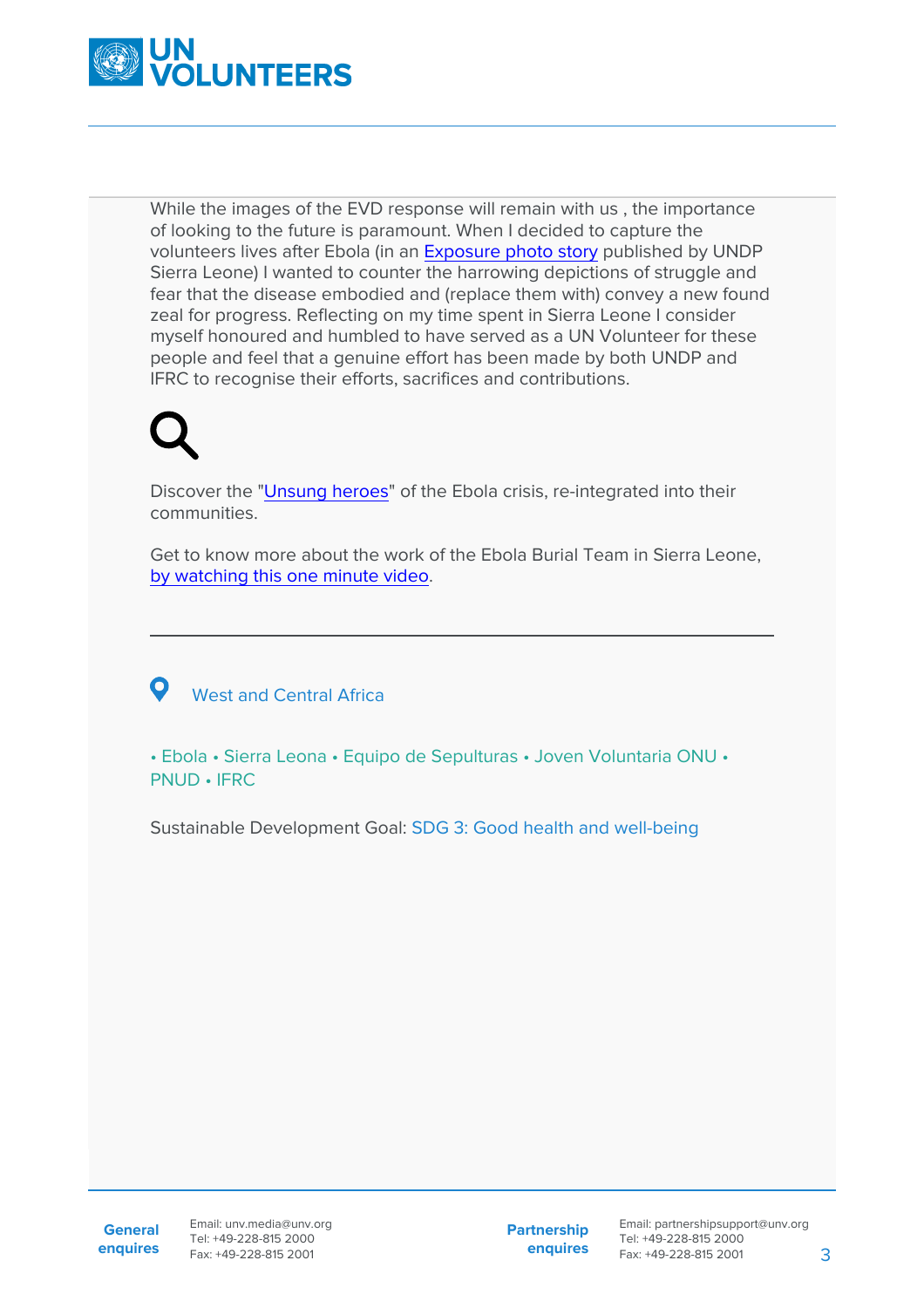While the images of the EVD response will remain with us , the importance of looking to the future is paramount. When I decided to capture the volunteers lives after Ebola (in an Exposure photo story published by UNDP Sierra Leone) I wanted to counter the harrowing depictions of struggle and fear that the disease embodied and (replace them with) convey a new found zeal for progress. Reflecting on my time spent in Sierra Leone I consider myself honoured and humbled to have served as a UN Volunteer for these people and feel that a genuine effort has been made by both UNDP and IFRC to recognise their efforts, sacrifices and contributions.

Discover the "Unsung heroes" of the Ebola crisis, re-integrated into their communities.

Get to know more about the work of the Ebola Burial Team in Sierra Leone, by watching this one minute video.

---

West and Central Africa

• Ebola • Sierra Leona • Equipo de Sepulturas • Joven Voluntaria ONU • PNUD • IFRC

Sustainable Development Goal: SDG 3: Good health and well-being